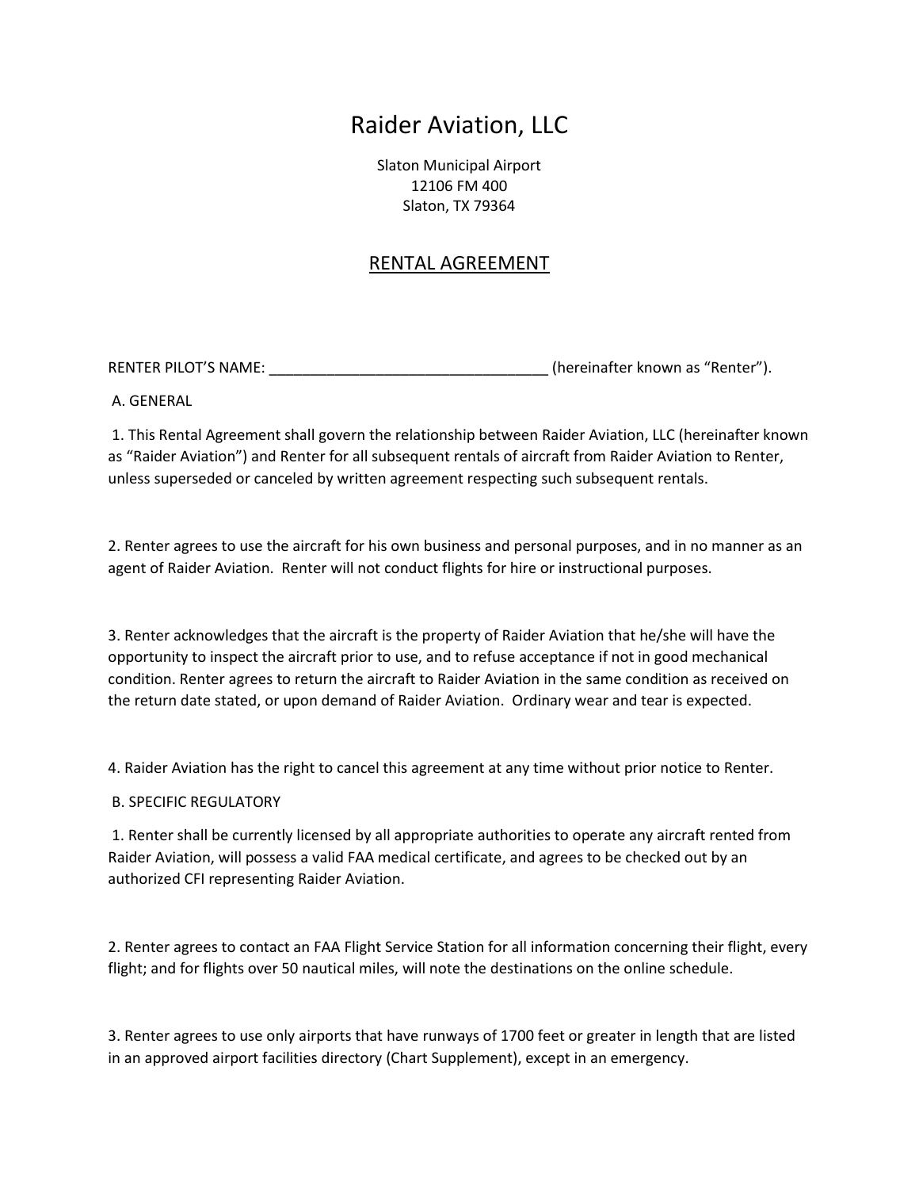# Raider Aviation, LLC

Slaton Municipal Airport
12106 FM 400
Slaton, TX 79364

## RENTAL AGREEMENT

RENTER PILOT'S NAME: __________________________________ (hereinafter known as "Renter").

A. GENERAL

1. This Rental Agreement shall govern the relationship between Raider Aviation, LLC (hereinafter known as "Raider Aviation") and Renter for all subsequent rentals of aircraft from Raider Aviation to Renter, unless superseded or canceled by written agreement respecting such subsequent rentals.

2. Renter agrees to use the aircraft for his own business and personal purposes, and in no manner as an agent of Raider Aviation. Renter will not conduct flights for hire or instructional purposes.

3. Renter acknowledges that the aircraft is the property of Raider Aviation that he/she will have the opportunity to inspect the aircraft prior to use, and to refuse acceptance if not in good mechanical condition. Renter agrees to return the aircraft to Raider Aviation in the same condition as received on the return date stated, or upon demand of Raider Aviation. Ordinary wear and tear is expected.

4. Raider Aviation has the right to cancel this agreement at any time without prior notice to Renter.

B. SPECIFIC REGULATORY

1. Renter shall be currently licensed by all appropriate authorities to operate any aircraft rented from Raider Aviation, will possess a valid FAA medical certificate, and agrees to be checked out by an authorized CFI representing Raider Aviation.

2. Renter agrees to contact an FAA Flight Service Station for all information concerning their flight, every flight; and for flights over 50 nautical miles, will note the destinations on the online schedule.

3. Renter agrees to use only airports that have runways of 1700 feet or greater in length that are listed in an approved airport facilities directory (Chart Supplement), except in an emergency.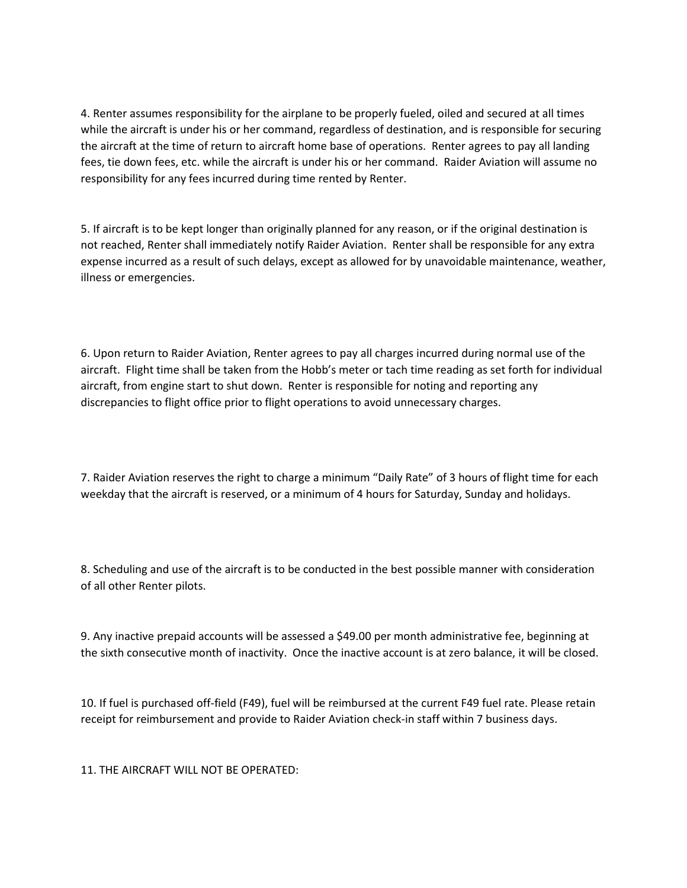4. Renter assumes responsibility for the airplane to be properly fueled, oiled and secured at all times while the aircraft is under his or her command, regardless of destination, and is responsible for securing the aircraft at the time of return to aircraft home base of operations. Renter agrees to pay all landing fees, tie down fees, etc. while the aircraft is under his or her command. Raider Aviation will assume no responsibility for any fees incurred during time rented by Renter.

5. If aircraft is to be kept longer than originally planned for any reason, or if the original destination is not reached, Renter shall immediately notify Raider Aviation. Renter shall be responsible for any extra expense incurred as a result of such delays, except as allowed for by unavoidable maintenance, weather, illness or emergencies.

6. Upon return to Raider Aviation, Renter agrees to pay all charges incurred during normal use of the aircraft. Flight time shall be taken from the Hobb's meter or tach time reading as set forth for individual aircraft, from engine start to shut down. Renter is responsible for noting and reporting any discrepancies to flight office prior to flight operations to avoid unnecessary charges.

7. Raider Aviation reserves the right to charge a minimum "Daily Rate" of 3 hours of flight time for each weekday that the aircraft is reserved, or a minimum of 4 hours for Saturday, Sunday and holidays.

8. Scheduling and use of the aircraft is to be conducted in the best possible manner with consideration of all other Renter pilots.

9. Any inactive prepaid accounts will be assessed a $49.00 per month administrative fee, beginning at the sixth consecutive month of inactivity. Once the inactive account is at zero balance, it will be closed.

10. If fuel is purchased off-field (F49), fuel will be reimbursed at the current F49 fuel rate. Please retain receipt for reimbursement and provide to Raider Aviation check-in staff within 7 business days.

11. THE AIRCRAFT WILL NOT BE OPERATED: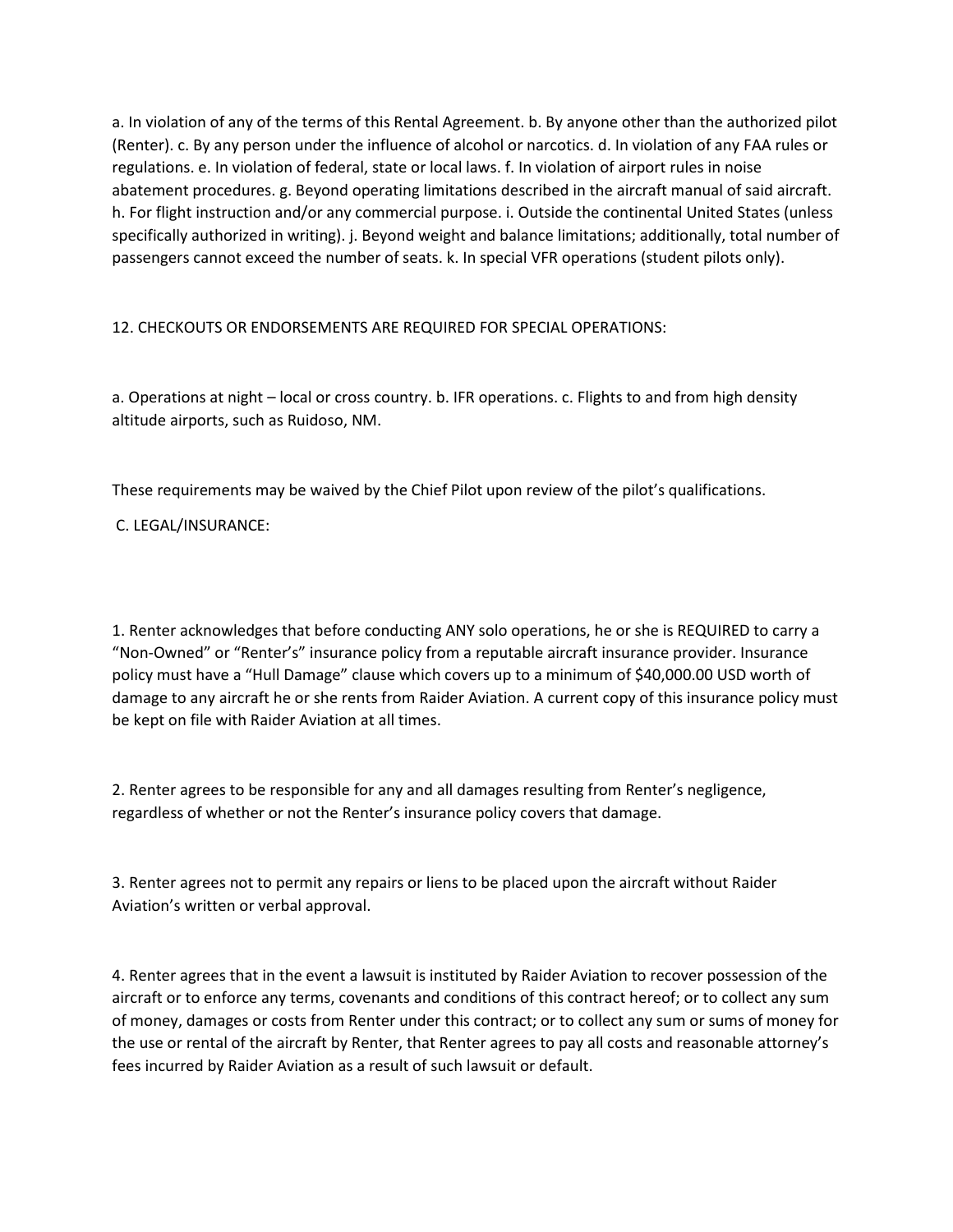a. In violation of any of the terms of this Rental Agreement. b. By anyone other than the authorized pilot (Renter). c. By any person under the influence of alcohol or narcotics. d. In violation of any FAA rules or regulations. e. In violation of federal, state or local laws. f. In violation of airport rules in noise abatement procedures. g. Beyond operating limitations described in the aircraft manual of said aircraft. h. For flight instruction and/or any commercial purpose. i. Outside the continental United States (unless specifically authorized in writing). j. Beyond weight and balance limitations; additionally, total number of passengers cannot exceed the number of seats. k. In special VFR operations (student pilots only).

12. CHECKOUTS OR ENDORSEMENTS ARE REQUIRED FOR SPECIAL OPERATIONS:

a. Operations at night – local or cross country. b. IFR operations. c. Flights to and from high density altitude airports, such as Ruidoso, NM.

These requirements may be waived by the Chief Pilot upon review of the pilot's qualifications.

C. LEGAL/INSURANCE:

1. Renter acknowledges that before conducting ANY solo operations, he or she is REQUIRED to carry a "Non-Owned" or "Renter's" insurance policy from a reputable aircraft insurance provider. Insurance policy must have a "Hull Damage" clause which covers up to a minimum of $40,000.00 USD worth of damage to any aircraft he or she rents from Raider Aviation. A current copy of this insurance policy must be kept on file with Raider Aviation at all times.

2. Renter agrees to be responsible for any and all damages resulting from Renter's negligence, regardless of whether or not the Renter's insurance policy covers that damage.

3. Renter agrees not to permit any repairs or liens to be placed upon the aircraft without Raider Aviation's written or verbal approval.

4. Renter agrees that in the event a lawsuit is instituted by Raider Aviation to recover possession of the aircraft or to enforce any terms, covenants and conditions of this contract hereof; or to collect any sum of money, damages or costs from Renter under this contract; or to collect any sum or sums of money for the use or rental of the aircraft by Renter, that Renter agrees to pay all costs and reasonable attorney's fees incurred by Raider Aviation as a result of such lawsuit or default.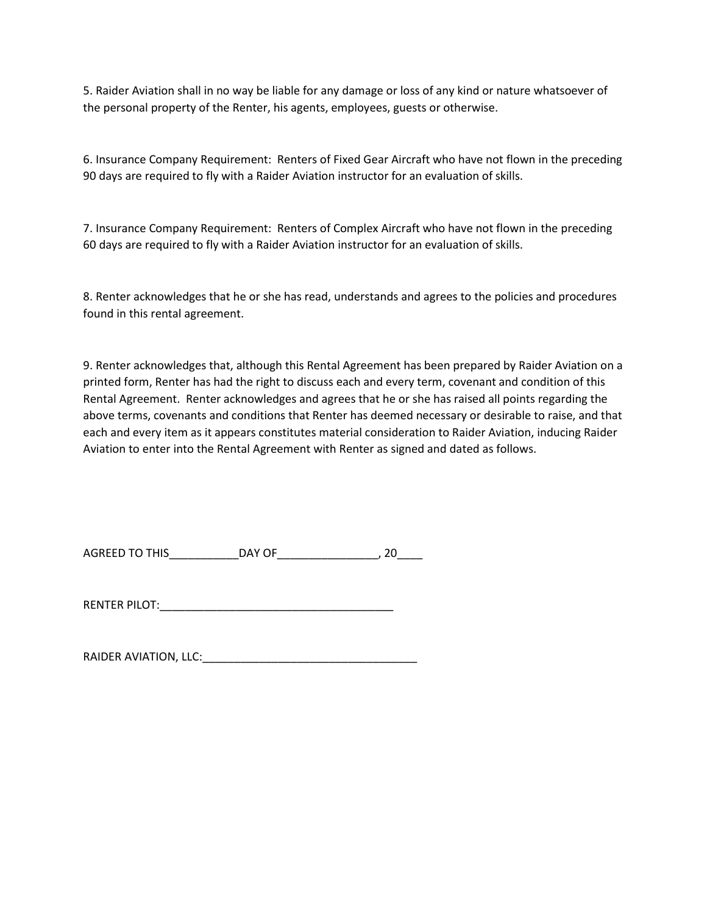5. Raider Aviation shall in no way be liable for any damage or loss of any kind or nature whatsoever of the personal property of the Renter, his agents, employees, guests or otherwise.

6. Insurance Company Requirement: Renters of Fixed Gear Aircraft who have not flown in the preceding 90 days are required to fly with a Raider Aviation instructor for an evaluation of skills.

7. Insurance Company Requirement: Renters of Complex Aircraft who have not flown in the preceding 60 days are required to fly with a Raider Aviation instructor for an evaluation of skills.

8. Renter acknowledges that he or she has read, understands and agrees to the policies and procedures found in this rental agreement.

9. Renter acknowledges that, although this Rental Agreement has been prepared by Raider Aviation on a printed form, Renter has had the right to discuss each and every term, covenant and condition of this Rental Agreement. Renter acknowledges and agrees that he or she has raised all points regarding the above terms, covenants and conditions that Renter has deemed necessary or desirable to raise, and that each and every item as it appears constitutes material consideration to Raider Aviation, inducing Raider Aviation to enter into the Rental Agreement with Renter as signed and dated as follows.

AGREED TO THIS___________DAY OF________________, 20____

RENTER PILOT:______________________________________

RAIDER AVIATION, LLC:__________________________________